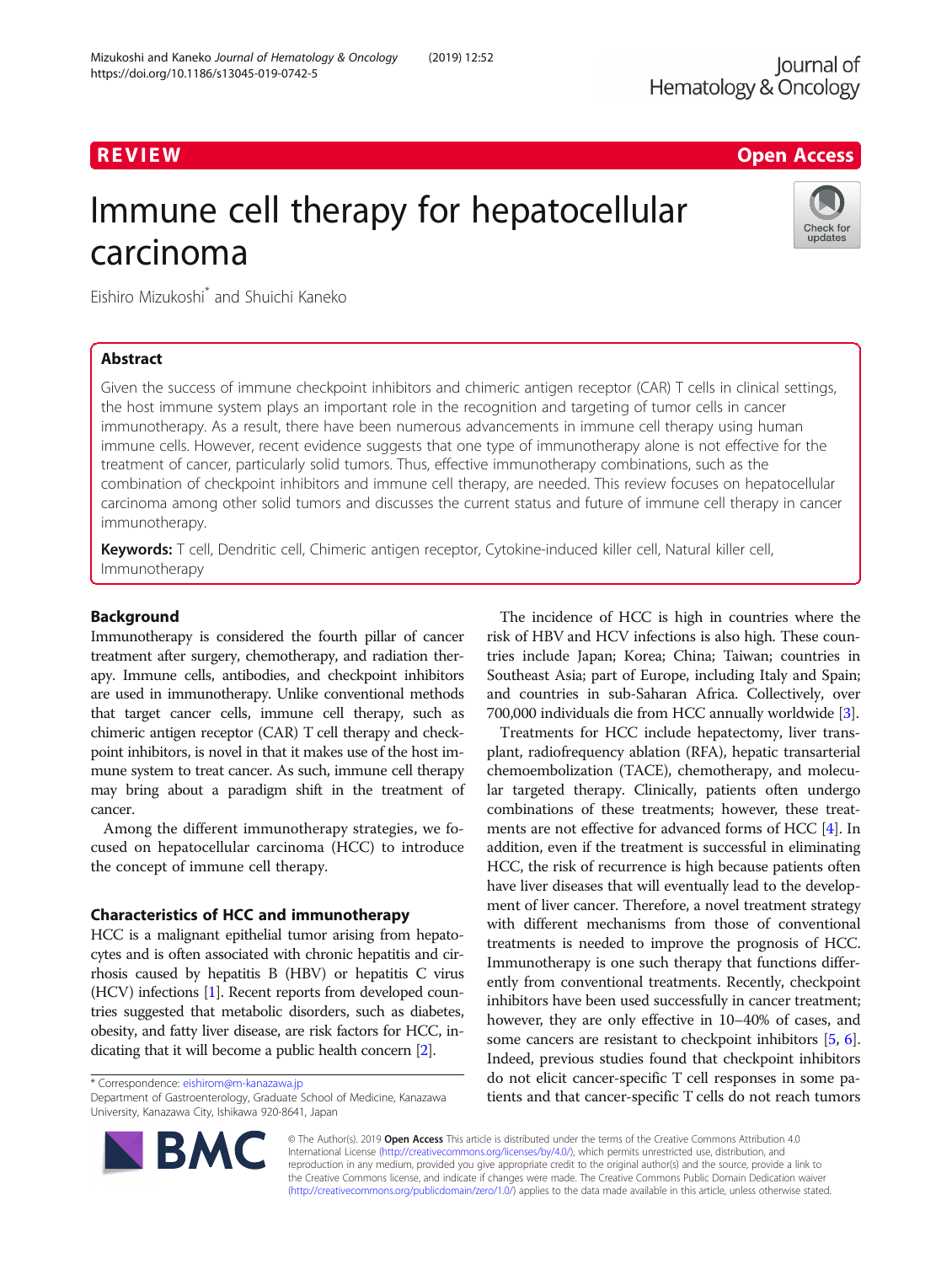REVIEW

Open Access

# Immune cell therapy for hepatocellular carcinoma

Eishiro Mizukoshi* and Shuichi Kaneko

## Abstract

Given the success of immune checkpoint inhibitors and chimeric antigen receptor (CAR) T cells in clinical settings, the host immune system plays an important role in the recognition and targeting of tumor cells in cancer immunotherapy. As a result, there have been numerous advancements in immune cell therapy using human immune cells. However, recent evidence suggests that one type of immunotherapy alone is not effective for the treatment of cancer, particularly solid tumors. Thus, effective immunotherapy combinations, such as the combination of checkpoint inhibitors and immune cell therapy, are needed. This review focuses on hepatocellular carcinoma among other solid tumors and discusses the current status and future of immune cell therapy in cancer immunotherapy.

**Keywords:** T cell, Dendritic cell, Chimeric antigen receptor, Cytokine-induced killer cell, Natural killer cell, Immunotherapy

## Background

Immunotherapy is considered the fourth pillar of cancer treatment after surgery, chemotherapy, and radiation therapy. Immune cells, antibodies, and checkpoint inhibitors are used in immunotherapy. Unlike conventional methods that target cancer cells, immune cell therapy, such as chimeric antigen receptor (CAR) T cell therapy and checkpoint inhibitors, is novel in that it makes use of the host immune system to treat cancer. As such, immune cell therapy may bring about a paradigm shift in the treatment of cancer.

Among the different immunotherapy strategies, we focused on hepatocellular carcinoma (HCC) to introduce the concept of immune cell therapy.

### Characteristics of HCC and immunotherapy

HCC is a malignant epithelial tumor arising from hepatocytes and is often associated with chronic hepatitis and cirrhosis caused by hepatitis B (HBV) or hepatitis C virus (HCV) infections [1]. Recent reports from developed countries suggested that metabolic disorders, such as diabetes, obesity, and fatty liver disease, are risk factors for HCC, indicating that it will become a public health concern [2].

The incidence of HCC is high in countries where the risk of HBV and HCV infections is also high. These countries include Japan; Korea; China; Taiwan; countries in Southeast Asia; part of Europe, including Italy and Spain; and countries in sub-Saharan Africa. Collectively, over 700,000 individuals die from HCC annually worldwide [3].

Treatments for HCC include hepatectomy, liver transplant, radiofrequency ablation (RFA), hepatic transarterial chemoembolization (TACE), chemotherapy, and molecular targeted therapy. Clinically, patients often undergo combinations of these treatments; however, these treatments are not effective for advanced forms of HCC [4]. In addition, even if the treatment is successful in eliminating HCC, the risk of recurrence is high because patients often have liver diseases that will eventually lead to the development of liver cancer. Therefore, a novel treatment strategy with different mechanisms from those of conventional treatments is needed to improve the prognosis of HCC. Immunotherapy is one such therapy that functions differently from conventional treatments. Recently, checkpoint inhibitors have been used successfully in cancer treatment; however, they are only effective in 10–40% of cases, and some cancers are resistant to checkpoint inhibitors [5, 6]. Indeed, previous studies found that checkpoint inhibitors do not elicit cancer-specific T cell responses in some patients and that cancer-specific T cells do not reach tumors

* Correspondence: eishirom@m-kanazawa.jp
Department of Gastroenterology, Graduate School of Medicine, Kanazawa University, Kanazawa City, Ishikawa 920-8641, Japan

© The Author(s). 2019 **Open Access** This article is distributed under the terms of the Creative Commons Attribution 4.0 International License (http://creativecommons.org/licenses/by/4.0/), which permits unrestricted use, distribution, and reproduction in any medium, provided you give appropriate credit to the original author(s) and the source, provide a link to the Creative Commons license, and indicate if changes were made. The Creative Commons Public Domain Dedication waiver (http://creativecommons.org/publicdomain/zero/1.0/) applies to the data made available in this article, unless otherwise stated.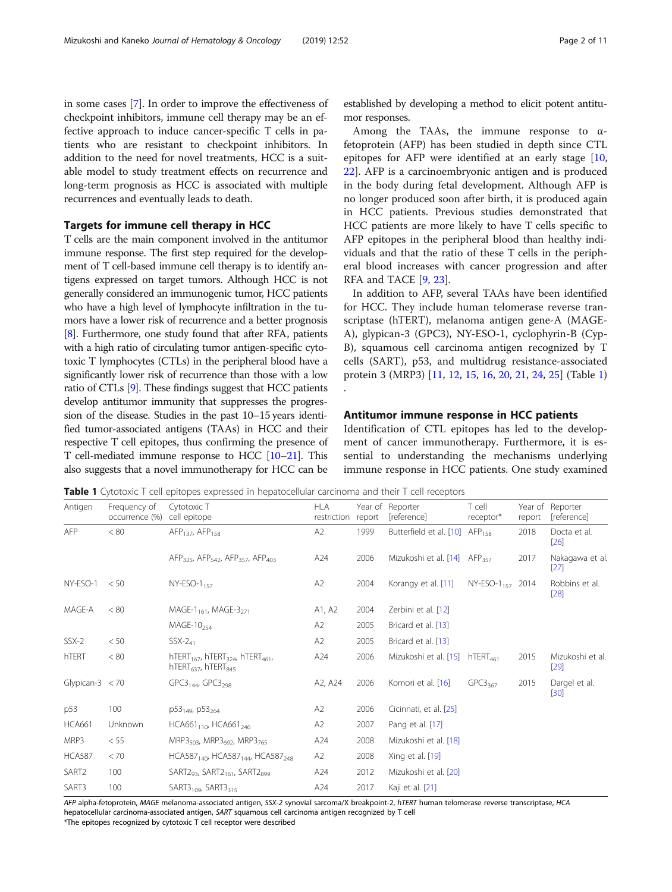in some cases [7]. In order to improve the effectiveness of checkpoint inhibitors, immune cell therapy may be an effective approach to induce cancer-specific T cells in patients who are resistant to checkpoint inhibitors. In addition to the need for novel treatments, HCC is a suitable model to study treatment effects on recurrence and long-term prognosis as HCC is associated with multiple recurrences and eventually leads to death.

## Targets for immune cell therapy in HCC

T cells are the main component involved in the antitumor immune response. The first step required for the development of T cell-based immune cell therapy is to identify antigens expressed on target tumors. Although HCC is not generally considered an immunogenic tumor, HCC patients who have a high level of lymphocyte infiltration in the tumors have a lower risk of recurrence and a better prognosis [8]. Furthermore, one study found that after RFA, patients with a high ratio of circulating tumor antigen-specific cytotoxic T lymphocytes (CTLs) in the peripheral blood have a significantly lower risk of recurrence than those with a low ratio of CTLs [9]. These findings suggest that HCC patients develop antitumor immunity that suppresses the progression of the disease. Studies in the past 10–15 years identified tumor-associated antigens (TAAs) in HCC and their respective T cell epitopes, thus confirming the presence of T cell-mediated immune response to HCC [10–21]. This also suggests that a novel immunotherapy for HCC can be established by developing a method to elicit potent antitumor responses.

Among the TAAs, the immune response to α-fetoprotein (AFP) has been studied in depth since CTL epitopes for AFP were identified at an early stage [10, 22]. AFP is a carcinoembryonic antigen and is produced in the body during fetal development. Although AFP is no longer produced soon after birth, it is produced again in HCC patients. Previous studies demonstrated that HCC patients are more likely to have T cells specific to AFP epitopes in the peripheral blood than healthy individuals and that the ratio of these T cells in the peripheral blood increases with cancer progression and after RFA and TACE [9, 23].

In addition to AFP, several TAAs have been identified for HCC. They include human telomerase reverse transcriptase (hTERT), melanoma antigen gene-A (MAGE-A), glypican-3 (GPC3), NY-ESO-1, cyclophyrin-B (Cyp-B), squamous cell carcinoma antigen recognized by T cells (SART), p53, and multidrug resistance-associated protein 3 (MRP3) [11, 12, 15, 16, 20, 21, 24, 25] (Table 1) .

## Antitumor immune response in HCC patients

Identification of CTL epitopes has led to the development of cancer immunotherapy. Furthermore, it is essential to understanding the mechanisms underlying immune response in HCC patients. One study examined

**Table 1** Cytotoxic T cell epitopes expressed in hepatocellular carcinoma and their T cell receptors

| Antigen | Frequency of occurrence (%) | Cytotoxic T cell epitope | HLA restriction | Year of report | Reporter [reference] | T cell receptor* | Year of report | Reporter [reference] |
|---|---|---|---|---|---|---|---|---|
| AFP | < 80 | $AFP_{137}$, $AFP_{158}$ | A2 | 1999 | Butterfield et al. [10] | $AFP_{158}$ | 2018 | Docta et al. [26] |
| | | $AFP_{325}$, $AFP_{542}$, $AFP_{357}$, $AFP_{403}$ | A24 | 2006 | Mizukoshi et al. [14] | $AFP_{357}$ | 2017 | Nakagawa et al. [27] |
| NY-ESO-1 | < 50 | NY-ESO-$1_{157}$ | A2 | 2004 | Korangy et al. [11] | NY-ESO-$1_{157}$ | 2014 | Robbins et al. [28] |
| MAGE-A | < 80 | MAGE-$1_{161}$, MAGE-$3_{271}$ | A1, A2 | 2004 | Zerbini et al. [12] | | | |
| | | MAGE-$10_{254}$ | A2 | 2005 | Bricard et al. [13] | | | |
| SSX-2 | < 50 | SSX-$2_{41}$ | A2 | 2005 | Bricard et al. [13] | | | |
| hTERT | < 80 | $hTERT_{167}$, $hTERT_{324}$, $hTERT_{461}$, $hTERT_{637}$, $hTERT_{845}$ | A24 | 2006 | Mizukoshi et al. [15] | $hTERT_{461}$ | 2015 | Mizukoshi et al. [29] |
| Glypican-3 | < 70 | $GPC3_{144}$, $GPC3_{298}$ | A2, A24 | 2006 | Komori et al. [16] | $GPC3_{367}$ | 2015 | Dargel et al. [30] |
| p53 | 100 | $p53_{149}$, $p53_{264}$ | A2 | 2006 | Cicinnati, et al. [25] | | | |
| HCA661 | Unknown | $HCA661_{110}$, $HCA661_{246}$ | A2 | 2007 | Pang et al. [17] | | | |
| MRP3 | < 55 | $MRP3_{503}$, $MRP3_{692}$, $MRP3_{765}$ | A24 | 2008 | Mizukoshi et al. [18] | | | |
| HCA587 | < 70 | $HCA587_{140}$, $HCA587_{144}$, $HCA587_{248}$ | A2 | 2008 | Xing et al. [19] | | | |
| SART2 | 100 | $SART2_{93}$, $SART2_{161}$, $SART2_{899}$ | A24 | 2012 | Mizukoshi et al. [20] | | | |
| SART3 | 100 | $SART3_{109}$, $SART3_{315}$ | A24 | 2017 | Kaji et al. [21] | | | |

*AFP* alpha-fetoprotein, *MAGE* melanoma-associated antigen, *SSX-2* synovial sarcoma/X breakpoint-2, *hTERT* human telomerase reverse transcriptase, *HCA* hepatocellular carcinoma-associated antigen, *SART* squamous cell carcinoma antigen recognized by T cell

*The epitopes recognized by cytotoxic T cell receptor were described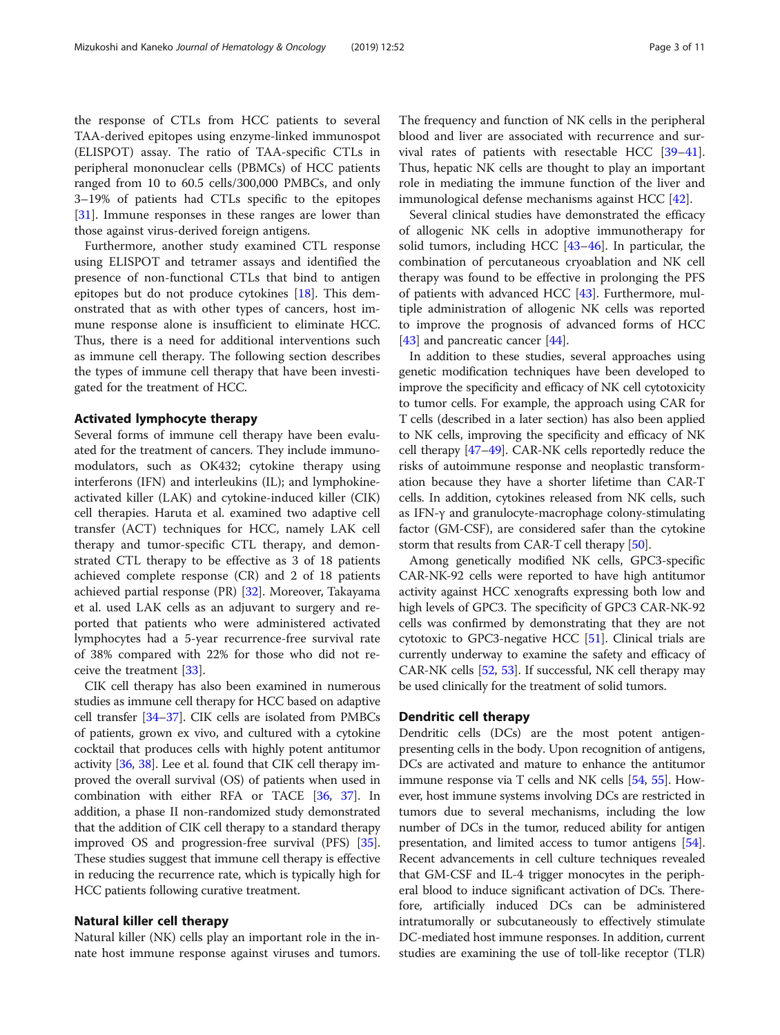the response of CTLs from HCC patients to several TAA-derived epitopes using enzyme-linked immunospot (ELISPOT) assay. The ratio of TAA-specific CTLs in peripheral mononuclear cells (PBMCs) of HCC patients ranged from 10 to 60.5 cells/300,000 PMBCs, and only 3–19% of patients had CTLs specific to the epitopes [31]. Immune responses in these ranges are lower than those against virus-derived foreign antigens.

Furthermore, another study examined CTL response using ELISPOT and tetramer assays and identified the presence of non-functional CTLs that bind to antigen epitopes but do not produce cytokines [18]. This demonstrated that as with other types of cancers, host immune response alone is insufficient to eliminate HCC. Thus, there is a need for additional interventions such as immune cell therapy. The following section describes the types of immune cell therapy that have been investigated for the treatment of HCC.

## Activated lymphocyte therapy

Several forms of immune cell therapy have been evaluated for the treatment of cancers. They include immunomodulators, such as OK432; cytokine therapy using interferons (IFN) and interleukins (IL); and lymphokine-activated killer (LAK) and cytokine-induced killer (CIK) cell therapies. Haruta et al. examined two adaptive cell transfer (ACT) techniques for HCC, namely LAK cell therapy and tumor-specific CTL therapy, and demonstrated CTL therapy to be effective as 3 of 18 patients achieved complete response (CR) and 2 of 18 patients achieved partial response (PR) [32]. Moreover, Takayama et al. used LAK cells as an adjuvant to surgery and reported that patients who were administered activated lymphocytes had a 5-year recurrence-free survival rate of 38% compared with 22% for those who did not receive the treatment [33].

CIK cell therapy has also been examined in numerous studies as immune cell therapy for HCC based on adaptive cell transfer [34–37]. CIK cells are isolated from PMBCs of patients, grown ex vivo, and cultured with a cytokine cocktail that produces cells with highly potent antitumor activity [36, 38]. Lee et al. found that CIK cell therapy improved the overall survival (OS) of patients when used in combination with either RFA or TACE [36, 37]. In addition, a phase II non-randomized study demonstrated that the addition of CIK cell therapy to a standard therapy improved OS and progression-free survival (PFS) [35]. These studies suggest that immune cell therapy is effective in reducing the recurrence rate, which is typically high for HCC patients following curative treatment.

## Natural killer cell therapy

Natural killer (NK) cells play an important role in the innate host immune response against viruses and tumors. The frequency and function of NK cells in the peripheral blood and liver are associated with recurrence and survival rates of patients with resectable HCC [39–41]. Thus, hepatic NK cells are thought to play an important role in mediating the immune function of the liver and immunological defense mechanisms against HCC [42].

Several clinical studies have demonstrated the efficacy of allogenic NK cells in adoptive immunotherapy for solid tumors, including HCC [43–46]. In particular, the combination of percutaneous cryoablation and NK cell therapy was found to be effective in prolonging the PFS of patients with advanced HCC [43]. Furthermore, multiple administration of allogenic NK cells was reported to improve the prognosis of advanced forms of HCC [43] and pancreatic cancer [44].

In addition to these studies, several approaches using genetic modification techniques have been developed to improve the specificity and efficacy of NK cell cytotoxicity to tumor cells. For example, the approach using CAR for T cells (described in a later section) has also been applied to NK cells, improving the specificity and efficacy of NK cell therapy [47–49]. CAR-NK cells reportedly reduce the risks of autoimmune response and neoplastic transformation because they have a shorter lifetime than CAR-T cells. In addition, cytokines released from NK cells, such as IFN-γ and granulocyte-macrophage colony-stimulating factor (GM-CSF), are considered safer than the cytokine storm that results from CAR-T cell therapy [50].

Among genetically modified NK cells, GPC3-specific CAR-NK-92 cells were reported to have high antitumor activity against HCC xenografts expressing both low and high levels of GPC3. The specificity of GPC3 CAR-NK-92 cells was confirmed by demonstrating that they are not cytotoxic to GPC3-negative HCC [51]. Clinical trials are currently underway to examine the safety and efficacy of CAR-NK cells [52, 53]. If successful, NK cell therapy may be used clinically for the treatment of solid tumors.

## Dendritic cell therapy

Dendritic cells (DCs) are the most potent antigen-presenting cells in the body. Upon recognition of antigens, DCs are activated and mature to enhance the antitumor immune response via T cells and NK cells [54, 55]. However, host immune systems involving DCs are restricted in tumors due to several mechanisms, including the low number of DCs in the tumor, reduced ability for antigen presentation, and limited access to tumor antigens [54]. Recent advancements in cell culture techniques revealed that GM-CSF and IL-4 trigger monocytes in the peripheral blood to induce significant activation of DCs. Therefore, artificially induced DCs can be administered intratumorally or subcutaneously to effectively stimulate DC-mediated host immune responses. In addition, current studies are examining the use of toll-like receptor (TLR)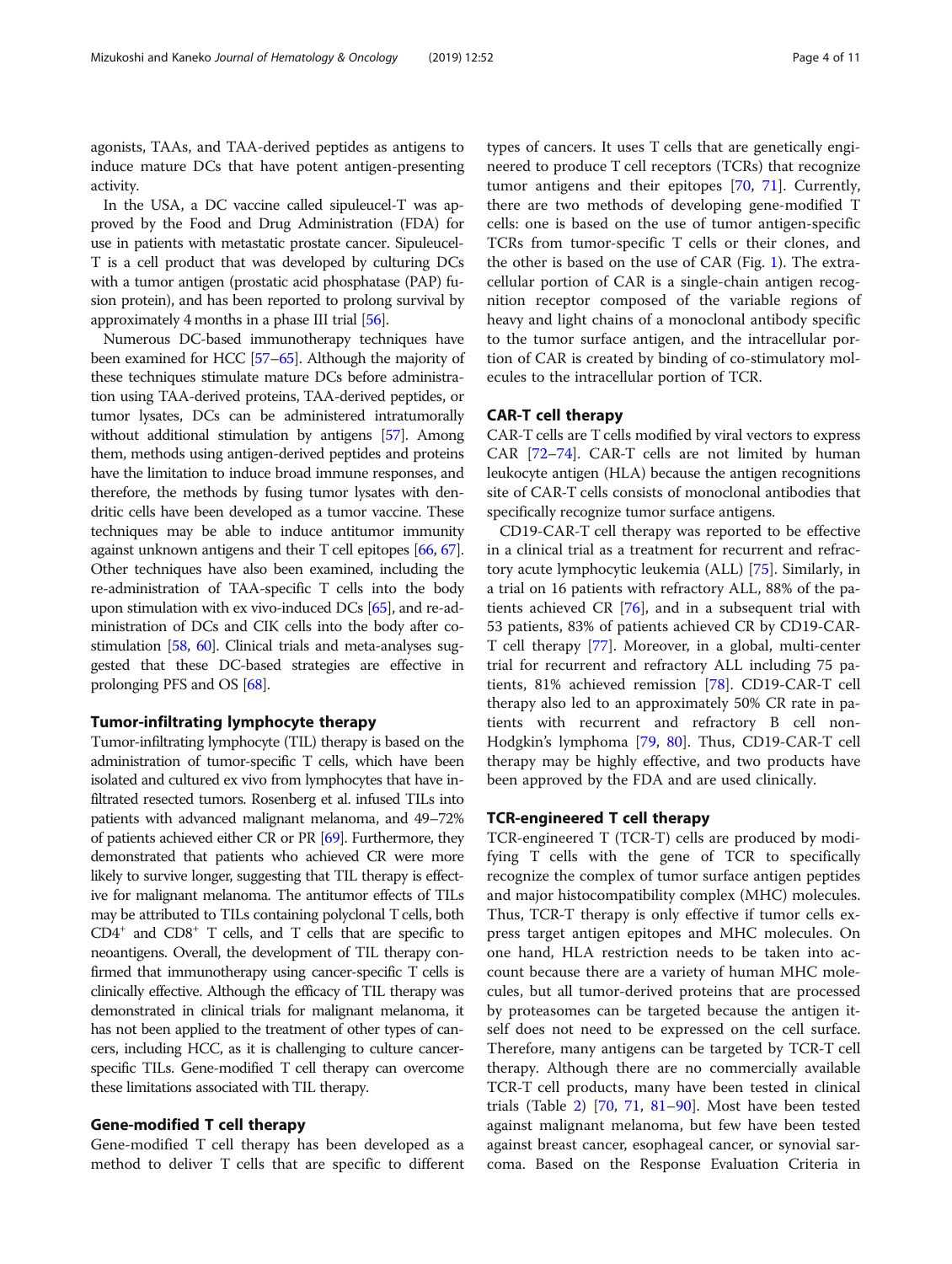agonists, TAAs, and TAA-derived peptides as antigens to induce mature DCs that have potent antigen-presenting activity.

In the USA, a DC vaccine called sipuleucel-T was approved by the Food and Drug Administration (FDA) for use in patients with metastatic prostate cancer. Sipuleucel-T is a cell product that was developed by culturing DCs with a tumor antigen (prostatic acid phosphatase (PAP) fusion protein), and has been reported to prolong survival by approximately 4 months in a phase III trial [56].

Numerous DC-based immunotherapy techniques have been examined for HCC [57–65]. Although the majority of these techniques stimulate mature DCs before administration using TAA-derived proteins, TAA-derived peptides, or tumor lysates, DCs can be administered intratumorally without additional stimulation by antigens [57]. Among them, methods using antigen-derived peptides and proteins have the limitation to induce broad immune responses, and therefore, the methods by fusing tumor lysates with dendritic cells have been developed as a tumor vaccine. These techniques may be able to induce antitumor immunity against unknown antigens and their T cell epitopes [66, 67]. Other techniques have also been examined, including the re-administration of TAA-specific T cells into the body upon stimulation with ex vivo-induced DCs [65], and re-administration of DCs and CIK cells into the body after co-stimulation [58, 60]. Clinical trials and meta-analyses suggested that these DC-based strategies are effective in prolonging PFS and OS [68].

## Tumor-infiltrating lymphocyte therapy

Tumor-infiltrating lymphocyte (TIL) therapy is based on the administration of tumor-specific T cells, which have been isolated and cultured ex vivo from lymphocytes that have infiltrated resected tumors. Rosenberg et al. infused TILs into patients with advanced malignant melanoma, and 49–72% of patients achieved either CR or PR [69]. Furthermore, they demonstrated that patients who achieved CR were more likely to survive longer, suggesting that TIL therapy is effective for malignant melanoma. The antitumor effects of TILs may be attributed to TILs containing polyclonal T cells, both $CD4^+$ and $CD8^+$ T cells, and T cells that are specific to neoantigens. Overall, the development of TIL therapy confirmed that immunotherapy using cancer-specific T cells is clinically effective. Although the efficacy of TIL therapy was demonstrated in clinical trials for malignant melanoma, it has not been applied to the treatment of other types of cancers, including HCC, as it is challenging to culture cancer-specific TILs. Gene-modified T cell therapy can overcome these limitations associated with TIL therapy.

## Gene-modified T cell therapy

Gene-modified T cell therapy has been developed as a method to deliver T cells that are specific to different types of cancers. It uses T cells that are genetically engineered to produce T cell receptors (TCRs) that recognize tumor antigens and their epitopes [70, 71]. Currently, there are two methods of developing gene-modified T cells: one is based on the use of tumor antigen-specific TCRs from tumor-specific T cells or their clones, and the other is based on the use of CAR (Fig. 1). The extracellular portion of CAR is a single-chain antigen recognition receptor composed of the variable regions of heavy and light chains of a monoclonal antibody specific to the tumor surface antigen, and the intracellular portion of CAR is created by binding of co-stimulatory molecules to the intracellular portion of TCR.

## CAR-T cell therapy

CAR-T cells are T cells modified by viral vectors to express CAR [72–74]. CAR-T cells are not limited by human leukocyte antigen (HLA) because the antigen recognitions site of CAR-T cells consists of monoclonal antibodies that specifically recognize tumor surface antigens.

CD19-CAR-T cell therapy was reported to be effective in a clinical trial as a treatment for recurrent and refractory acute lymphocytic leukemia (ALL) [75]. Similarly, in a trial on 16 patients with refractory ALL, 88% of the patients achieved CR [76], and in a subsequent trial with 53 patients, 83% of patients achieved CR by CD19-CAR-T cell therapy [77]. Moreover, in a global, multi-center trial for recurrent and refractory ALL including 75 patients, 81% achieved remission [78]. CD19-CAR-T cell therapy also led to an approximately 50% CR rate in patients with recurrent and refractory B cell non-Hodgkin's lymphoma [79, 80]. Thus, CD19-CAR-T cell therapy may be highly effective, and two products have been approved by the FDA and are used clinically.

## TCR-engineered T cell therapy

TCR-engineered T (TCR-T) cells are produced by modifying T cells with the gene of TCR to specifically recognize the complex of tumor surface antigen peptides and major histocompatibility complex (MHC) molecules. Thus, TCR-T therapy is only effective if tumor cells express target antigen epitopes and MHC molecules. On one hand, HLA restriction needs to be taken into account because there are a variety of human MHC molecules, but all tumor-derived proteins that are processed by proteasomes can be targeted because the antigen itself does not need to be expressed on the cell surface. Therefore, many antigens can be targeted by TCR-T cell therapy. Although there are no commercially available TCR-T cell products, many have been tested in clinical trials (Table 2) [70, 71, 81–90]. Most have been tested against malignant melanoma, but few have been tested against breast cancer, esophageal cancer, or synovial sarcoma. Based on the Response Evaluation Criteria in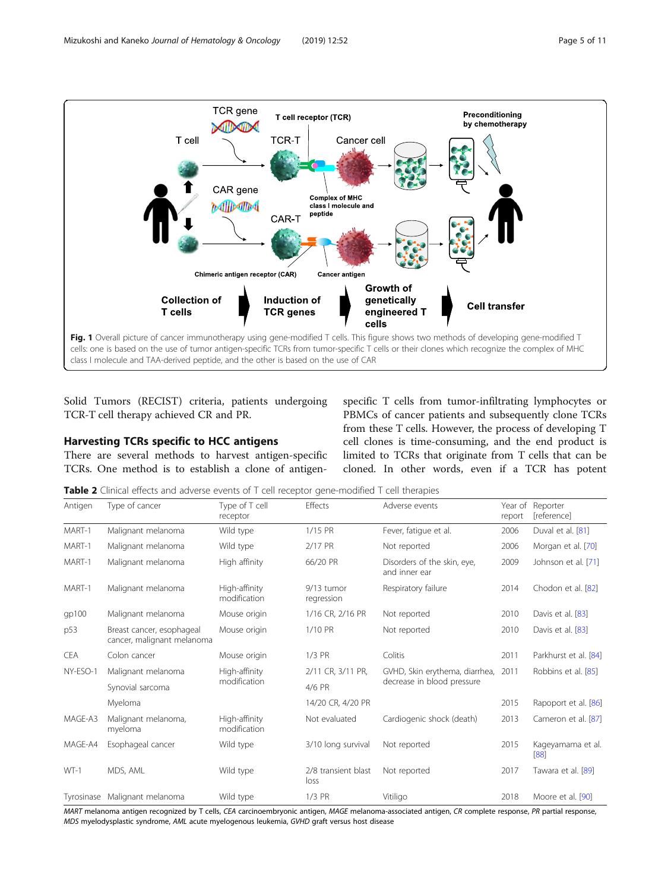Fig. 1 Overall picture of cancer immunotherapy using gene-modified T cells. This figure shows two methods of developing gene-modified T cells: one is based on the use of tumor antigen-specific TCRs from tumor-specific T cells or their clones which recognize the complex of MHC class I molecule and TAA-derived peptide, and the other is based on the use of CAR

Solid Tumors (RECIST) criteria, patients undergoing TCR-T cell therapy achieved CR and PR.

## Harvesting TCRs specific to HCC antigens

There are several methods to harvest antigen-specific TCRs. One method is to establish a clone of antigen-specific T cells from tumor-infiltrating lymphocytes or PBMCs of cancer patients and subsequently clone TCRs from these T cells. However, the process of developing T cell clones is time-consuming, and the end product is limited to TCRs that originate from T cells that can be cloned. In other words, even if a TCR has potent

**Table 2** Clinical effects and adverse events of T cell receptor gene-modified T cell therapies

| Antigen | Type of cancer | Type of T cell receptor | Effects | Adverse events | Year of report | Reporter [reference] |
|---|---|---|---|---|---|---|
| MART-1 | Malignant melanoma | Wild type | 1/15 PR | Fever, fatigue et al. | 2006 | Duval et al. [81] |
| MART-1 | Malignant melanoma | Wild type | 2/17 PR | Not reported | 2006 | Morgan et al. [70] |
| MART-1 | Malignant melanoma | High affinity | 66/20 PR | Disorders of the skin, eye, and inner ear | 2009 | Johnson et al. [71] |
| MART-1 | Malignant melanoma | High-affinity modification | 9/13 tumor regression | Respiratory failure | 2014 | Chodon et al. [82] |
| gp100 | Malignant melanoma | Mouse origin | 1/16 CR, 2/16 PR | Not reported | 2010 | Davis et al. [83] |
| p53 | Breast cancer, esophageal cancer, malignant melanoma | Mouse origin | 1/10 PR | Not reported | 2010 | Davis et al. [83] |
| CEA | Colon cancer | Mouse origin | 1/3 PR | Colitis | 2011 | Parkhurst et al. [84] |
| NY-ESO-1 | Malignant melanoma | High-affinity modification | 2/11 CR, 3/11 PR, | GVHD, Skin erythema, diarrhea, decrease in blood pressure | 2011 | Robbins et al. [85] |
| | Synovial sarcoma | | 4/6 PR | | | |
| | Myeloma | | 14/20 CR, 4/20 PR | | 2015 | Rapoport et al. [86] |
| MAGE-A3 | Malignant melanoma, myeloma | High-affinity modification | Not evaluated | Cardiogenic shock (death) | 2013 | Cameron et al. [87] |
| MAGE-A4 | Esophageal cancer | Wild type | 3/10 long survival | Not reported | 2015 | Kageyamama et al. [88] |
| WT-1 | MDS, AML | Wild type | 2/8 transient blast loss | Not reported | 2017 | Tawara et al. [89] |
| Tyrosinase | Malignant melanoma | Wild type | 1/3 PR | Vitiligo | 2018 | Moore et al. [90] |

*MART* melanoma antigen recognized by T cells, *CEA* carcinoembryonic antigen, *MAGE* melanoma-associated antigen, *CR* complete response, *PR* partial response, *MDS* myelodysplastic syndrome, *AML* acute myelogenous leukemia, *GVHD* graft versus host disease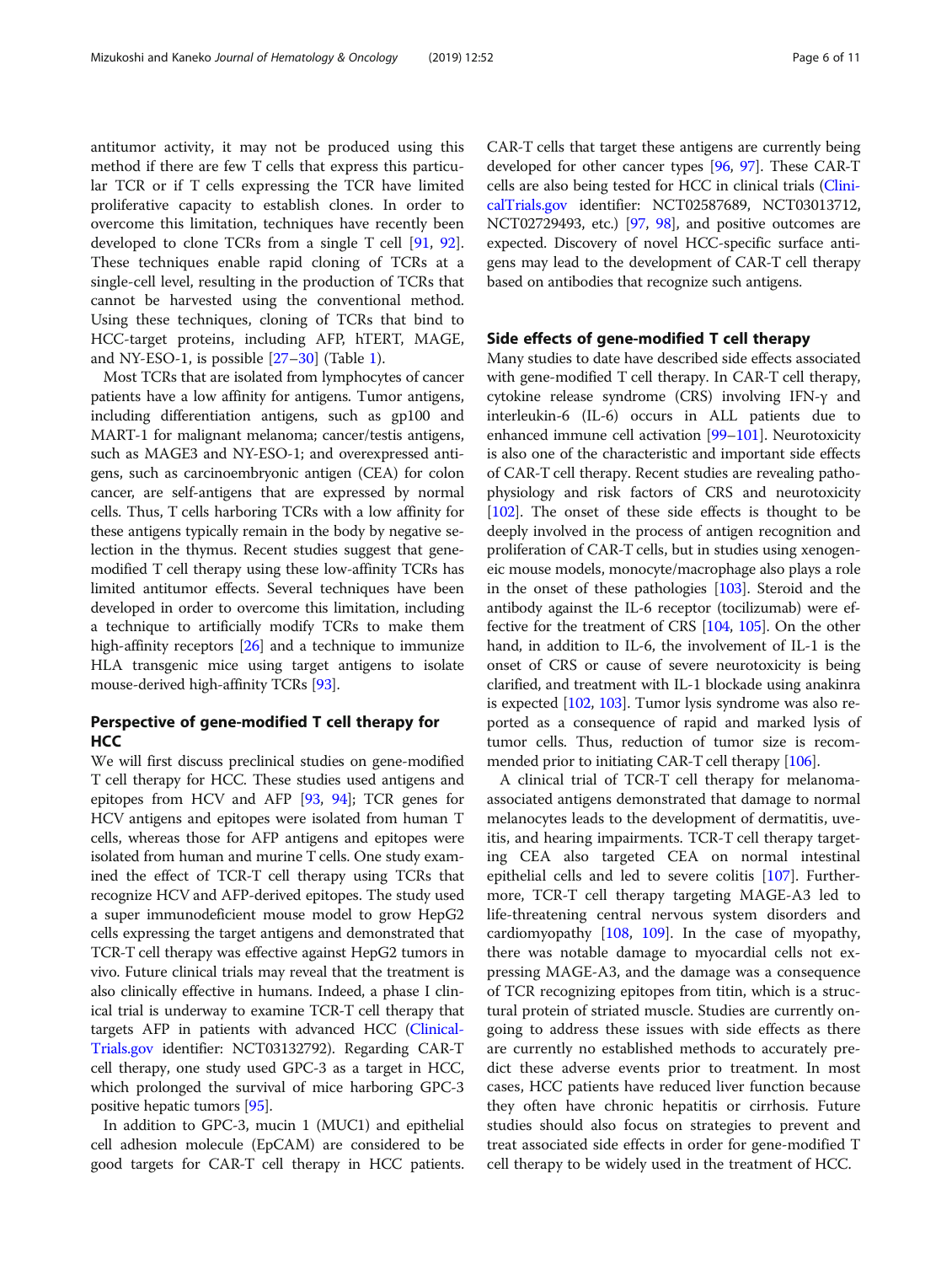antitumor activity, it may not be produced using this method if there are few T cells that express this particular TCR or if T cells expressing the TCR have limited proliferative capacity to establish clones. In order to overcome this limitation, techniques have recently been developed to clone TCRs from a single T cell [91, 92]. These techniques enable rapid cloning of TCRs at a single-cell level, resulting in the production of TCRs that cannot be harvested using the conventional method. Using these techniques, cloning of TCRs that bind to HCC-target proteins, including AFP, hTERT, MAGE, and NY-ESO-1, is possible [27–30] (Table 1).

Most TCRs that are isolated from lymphocytes of cancer patients have a low affinity for antigens. Tumor antigens, including differentiation antigens, such as gp100 and MART-1 for malignant melanoma; cancer/testis antigens, such as MAGE3 and NY-ESO-1; and overexpressed antigens, such as carcinoembryonic antigen (CEA) for colon cancer, are self-antigens that are expressed by normal cells. Thus, T cells harboring TCRs with a low affinity for these antigens typically remain in the body by negative selection in the thymus. Recent studies suggest that gene-modified T cell therapy using these low-affinity TCRs has limited antitumor effects. Several techniques have been developed in order to overcome this limitation, including a technique to artificially modify TCRs to make them high-affinity receptors [26] and a technique to immunize HLA transgenic mice using target antigens to isolate mouse-derived high-affinity TCRs [93].

## Perspective of gene-modified T cell therapy for HCC

We will first discuss preclinical studies on gene-modified T cell therapy for HCC. These studies used antigens and epitopes from HCV and AFP [93, 94]; TCR genes for HCV antigens and epitopes were isolated from human T cells, whereas those for AFP antigens and epitopes were isolated from human and murine T cells. One study examined the effect of TCR-T cell therapy using TCRs that recognize HCV and AFP-derived epitopes. The study used a super immunodeficient mouse model to grow HepG2 cells expressing the target antigens and demonstrated that TCR-T cell therapy was effective against HepG2 tumors in vivo. Future clinical trials may reveal that the treatment is also clinically effective in humans. Indeed, a phase I clinical trial is underway to examine TCR-T cell therapy that targets AFP in patients with advanced HCC (ClinicalTrials.gov identifier: NCT03132792). Regarding CAR-T cell therapy, one study used GPC-3 as a target in HCC, which prolonged the survival of mice harboring GPC-3 positive hepatic tumors [95].

In addition to GPC-3, mucin 1 (MUC1) and epithelial cell adhesion molecule (EpCAM) are considered to be good targets for CAR-T cell therapy in HCC patients. CAR-T cells that target these antigens are currently being developed for other cancer types [96, 97]. These CAR-T cells are also being tested for HCC in clinical trials (ClinicalTrials.gov identifier: NCT02587689, NCT03013712, NCT02729493, etc.) [97, 98], and positive outcomes are expected. Discovery of novel HCC-specific surface antigens may lead to the development of CAR-T cell therapy based on antibodies that recognize such antigens.

## Side effects of gene-modified T cell therapy

Many studies to date have described side effects associated with gene-modified T cell therapy. In CAR-T cell therapy, cytokine release syndrome (CRS) involving IFN-γ and interleukin-6 (IL-6) occurs in ALL patients due to enhanced immune cell activation [99–101]. Neurotoxicity is also one of the characteristic and important side effects of CAR-T cell therapy. Recent studies are revealing pathophysiology and risk factors of CRS and neurotoxicity [102]. The onset of these side effects is thought to be deeply involved in the process of antigen recognition and proliferation of CAR-T cells, but in studies using xenogeneic mouse models, monocyte/macrophage also plays a role in the onset of these pathologies [103]. Steroid and the antibody against the IL-6 receptor (tocilizumab) were effective for the treatment of CRS [104, 105]. On the other hand, in addition to IL-6, the involvement of IL-1 is the onset of CRS or cause of severe neurotoxicity is being clarified, and treatment with IL-1 blockade using anakinra is expected [102, 103]. Tumor lysis syndrome was also reported as a consequence of rapid and marked lysis of tumor cells. Thus, reduction of tumor size is recommended prior to initiating CAR-T cell therapy [106].

A clinical trial of TCR-T cell therapy for melanoma-associated antigens demonstrated that damage to normal melanocytes leads to the development of dermatitis, uveitis, and hearing impairments. TCR-T cell therapy targeting CEA also targeted CEA on normal intestinal epithelial cells and led to severe colitis [107]. Furthermore, TCR-T cell therapy targeting MAGE-A3 led to life-threatening central nervous system disorders and cardiomyopathy [108, 109]. In the case of myopathy, there was notable damage to myocardial cells not expressing MAGE-A3, and the damage was a consequence of TCR recognizing epitopes from titin, which is a structural protein of striated muscle. Studies are currently ongoing to address these issues with side effects as there are currently no established methods to accurately predict these adverse events prior to treatment. In most cases, HCC patients have reduced liver function because they often have chronic hepatitis or cirrhosis. Future studies should also focus on strategies to prevent and treat associated side effects in order for gene-modified T cell therapy to be widely used in the treatment of HCC.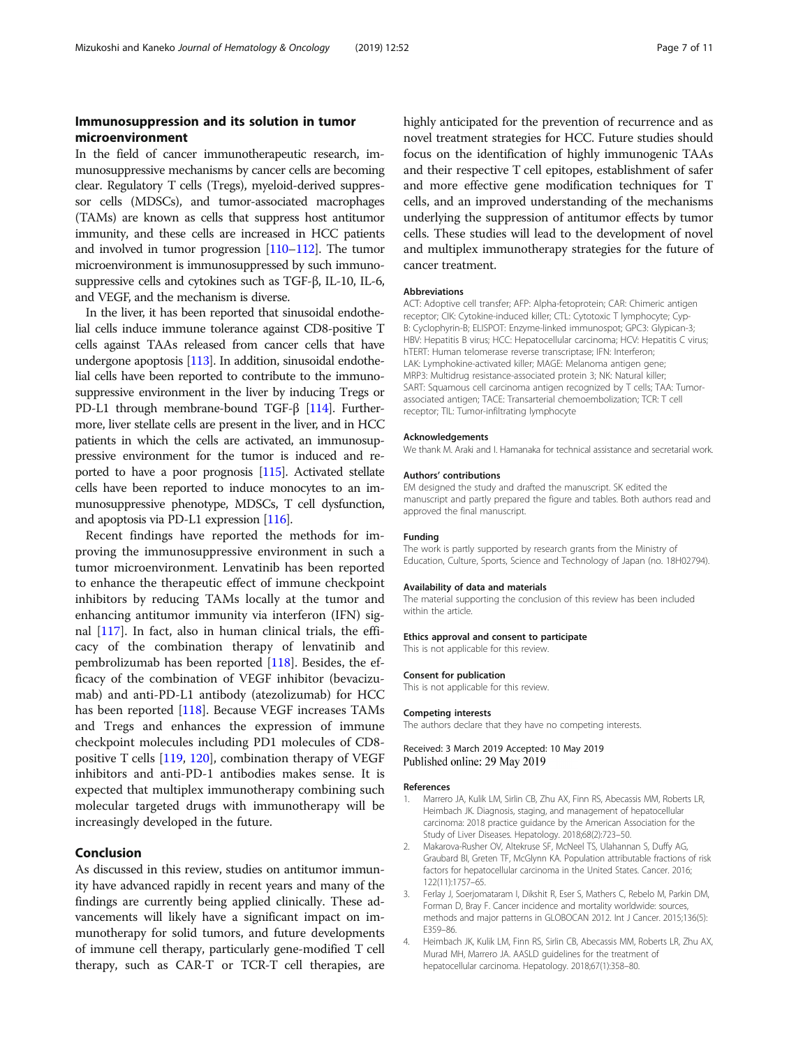## Immunosuppression and its solution in tumor microenvironment

In the field of cancer immunotherapeutic research, immunosuppressive mechanisms by cancer cells are becoming clear. Regulatory T cells (Tregs), myeloid-derived suppressor cells (MDSCs), and tumor-associated macrophages (TAMs) are known as cells that suppress host antitumor immunity, and these cells are increased in HCC patients and involved in tumor progression [110–112]. The tumor microenvironment is immunosuppressed by such immunosuppressive cells and cytokines such as TGF-β, IL-10, IL-6, and VEGF, and the mechanism is diverse.

In the liver, it has been reported that sinusoidal endothelial cells induce immune tolerance against CD8-positive T cells against TAAs released from cancer cells that have undergone apoptosis [113]. In addition, sinusoidal endothelial cells have been reported to contribute to the immunosuppressive environment in the liver by inducing Tregs or PD-L1 through membrane-bound TGF-β [114]. Furthermore, liver stellate cells are present in the liver, and in HCC patients in which the cells are activated, an immunosuppressive environment for the tumor is induced and reported to have a poor prognosis [115]. Activated stellate cells have been reported to induce monocytes to an immunosuppressive phenotype, MDSCs, T cell dysfunction, and apoptosis via PD-L1 expression [116].

Recent findings have reported the methods for improving the immunosuppressive environment in such a tumor microenvironment. Lenvatinib has been reported to enhance the therapeutic effect of immune checkpoint inhibitors by reducing TAMs locally at the tumor and enhancing antitumor immunity via interferon (IFN) signal [117]. In fact, also in human clinical trials, the efficacy of the combination therapy of lenvatinib and pembrolizumab has been reported [118]. Besides, the efficacy of the combination of VEGF inhibitor (bevacizumab) and anti-PD-L1 antibody (atezolizumab) for HCC has been reported [118]. Because VEGF increases TAMs and Tregs and enhances the expression of immune checkpoint molecules including PD1 molecules of CD8-positive T cells [119, 120], combination therapy of VEGF inhibitors and anti-PD-1 antibodies makes sense. It is expected that multiplex immunotherapy combining such molecular targeted drugs with immunotherapy will be increasingly developed in the future.

## Conclusion

As discussed in this review, studies on antitumor immunity have advanced rapidly in recent years and many of the findings are currently being applied clinically. These advancements will likely have a significant impact on immunotherapy for solid tumors, and future developments of immune cell therapy, particularly gene-modified T cell therapy, such as CAR-T or TCR-T cell therapies, are highly anticipated for the prevention of recurrence and as novel treatment strategies for HCC. Future studies should focus on the identification of highly immunogenic TAAs and their respective T cell epitopes, establishment of safer and more effective gene modification techniques for T cells, and an improved understanding of the mechanisms underlying the suppression of antitumor effects by tumor cells. These studies will lead to the development of novel and multiplex immunotherapy strategies for the future of cancer treatment.

### Abbreviations

ACT: Adoptive cell transfer; AFP: Alpha-fetoprotein; CAR: Chimeric antigen receptor; CIK: Cytokine-induced killer; CTL: Cytotoxic T lymphocyte; Cyp-B: Cyclophyrin-B; ELISPOT: Enzyme-linked immunospot; GPC3: Glypican-3; HBV: Hepatitis B virus; HCC: Hepatocellular carcinoma; HCV: Hepatitis C virus; hTERT: Human telomerase reverse transcriptase; IFN: Interferon; LAK: Lymphokine-activated killer; MAGE: Melanoma antigen gene; MRP3: Multidrug resistance-associated protein 3; NK: Natural killer; SART: Squamous cell carcinoma antigen recognized by T cells; TAA: Tumor-associated antigen; TACE: Transarterial chemoembolization; TCR: T cell receptor; TIL: Tumor-infiltrating lymphocyte

### Acknowledgements

We thank M. Araki and I. Hamanaka for technical assistance and secretarial work.

### Authors' contributions

EM designed the study and drafted the manuscript. SK edited the manuscript and partly prepared the figure and tables. Both authors read and approved the final manuscript.

### Funding

The work is partly supported by research grants from the Ministry of Education, Culture, Sports, Science and Technology of Japan (no. 18H02794).

### Availability of data and materials

The material supporting the conclusion of this review has been included within the article.

### Ethics approval and consent to participate

This is not applicable for this review.

### Consent for publication

This is not applicable for this review.

### Competing interests

The authors declare that they have no competing interests.

Received: 3 March 2019 Accepted: 10 May 2019
Published online: 29 May 2019

### References

1. Marrero JA, Kulik LM, Sirlin CB, Zhu AX, Finn RS, Abecassis MM, Roberts LR, Heimbach JK. Diagnosis, staging, and management of hepatocellular carcinoma: 2018 practice guidance by the American Association for the Study of Liver Diseases. Hepatology. 2018;68(2):723–50.
2. Makarova-Rusher OV, Altekruse SF, McNeel TS, Ulahannan S, Duffy AG, Graubard BI, Greten TF, McGlynn KA. Population attributable fractions of risk factors for hepatocellular carcinoma in the United States. Cancer. 2016; 122(11):1757–65.
3. Ferlay J, Soerjomataram I, Dikshit R, Eser S, Mathers C, Rebelo M, Parkin DM, Forman D, Bray F. Cancer incidence and mortality worldwide: sources, methods and major patterns in GLOBOCAN 2012. Int J Cancer. 2015;136(5): E359–86.
4. Heimbach JK, Kulik LM, Finn RS, Sirlin CB, Abecassis MM, Roberts LR, Zhu AX, Murad MH, Marrero JA. AASLD guidelines for the treatment of hepatocellular carcinoma. Hepatology. 2018;67(1):358–80.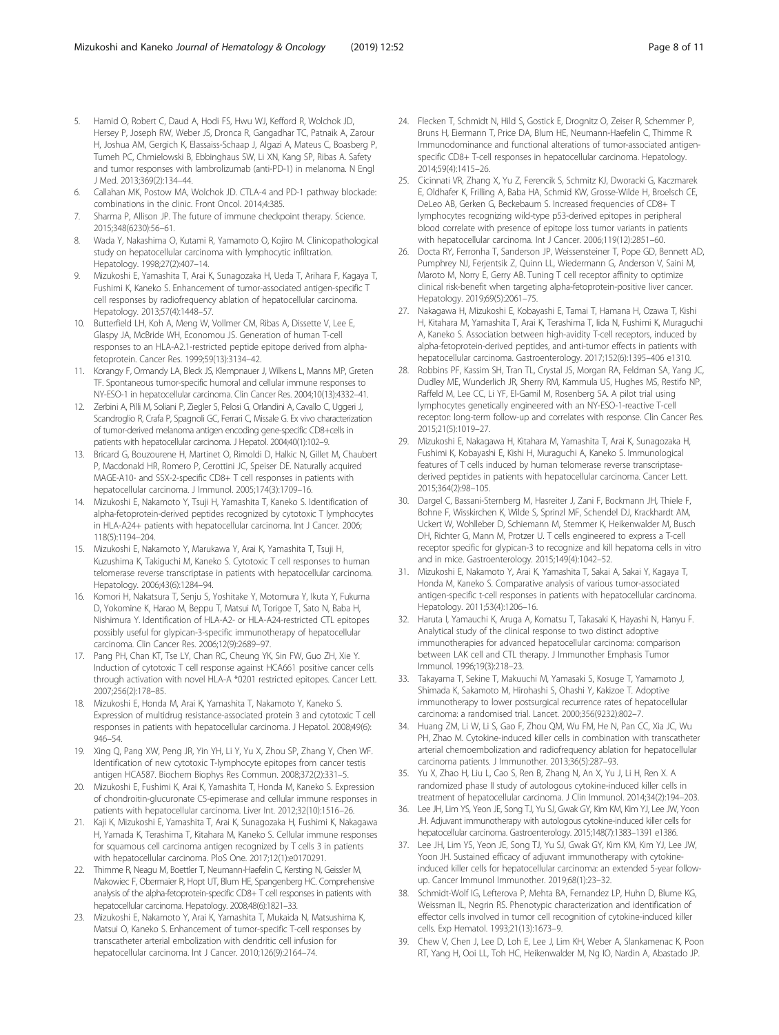5. Hamid O, Robert C, Daud A, Hodi FS, Hwu WJ, Kefford R, Wolchok JD, Hersey P, Joseph RW, Weber JS, Dronca R, Gangadhar TC, Patnaik A, Zarour H, Joshua AM, Gergich K, Elassaiss-Schaap J, Algazi A, Mateus C, Boasberg P, Tumeh PC, Chmielowski B, Ebbinghaus SW, Li XN, Kang SP, Ribas A. Safety and tumor responses with lambrolizumab (anti-PD-1) in melanoma. N Engl J Med. 2013;369(2):134–44.
6. Callahan MK, Postow MA, Wolchok JD. CTLA-4 and PD-1 pathway blockade: combinations in the clinic. Front Oncol. 2014;4:385.
7. Sharma P, Allison JP. The future of immune checkpoint therapy. Science. 2015;348(6230):56–61.
8. Wada Y, Nakashima O, Kutami R, Yamamoto O, Kojiro M. Clinicopathological study on hepatocellular carcinoma with lymphocytic infiltration. Hepatology. 1998;27(2):407–14.
9. Mizukoshi E, Yamashita T, Arai K, Sunagozaka H, Ueda T, Arihara F, Kagaya T, Fushimi K, Kaneko S. Enhancement of tumor-associated antigen-specific T cell responses by radiofrequency ablation of hepatocellular carcinoma. Hepatology. 2013;57(4):1448–57.
10. Butterfield LH, Koh A, Meng W, Vollmer CM, Ribas A, Dissette V, Lee E, Glaspy JA, McBride WH, Economou JS. Generation of human T-cell responses to an HLA-A2.1-restricted peptide epitope derived from alpha-fetoprotein. Cancer Res. 1999;59(13):3134–42.
11. Korangy F, Ormandy LA, Bleck JS, Klempnauer J, Wilkens L, Manns MP, Greten TF. Spontaneous tumor-specific humoral and cellular immune responses to NY-ESO-1 in hepatocellular carcinoma. Clin Cancer Res. 2004;10(13):4332–41.
12. Zerbini A, Pilli M, Soliani P, Ziegler S, Pelosi G, Orlandini A, Cavallo C, Uggeri J, Scandroglio R, Crafa P, Spagnoli GC, Ferrari C, Missale G. Ex vivo characterization of tumor-derived melanoma antigen encoding gene-specific CD8+cells in patients with hepatocellular carcinoma. J Hepatol. 2004;40(1):102–9.
13. Bricard G, Bouzourene H, Martinet O, Rimoldi D, Halkic N, Gillet M, Chaubert P, Macdonald HR, Romero P, Cerottini JC, Speiser DE. Naturally acquired MAGE-A10- and SSX-2-specific CD8+ T cell responses in patients with hepatocellular carcinoma. J Immunol. 2005;174(3):1709–16.
14. Mizukoshi E, Nakamoto Y, Tsuji H, Yamashita T, Kaneko S. Identification of alpha-fetoprotein-derived peptides recognized by cytotoxic T lymphocytes in HLA-A24+ patients with hepatocellular carcinoma. Int J Cancer. 2006; 118(5):1194–204.
15. Mizukoshi E, Nakamoto Y, Marukawa Y, Arai K, Yamashita T, Tsuji H, Kuzushima K, Takiguchi M, Kaneko S. Cytotoxic T cell responses to human telomerase reverse transcriptase in patients with hepatocellular carcinoma. Hepatology. 2006;43(6):1284–94.
16. Komori H, Nakatsura T, Senju S, Yoshitake Y, Motomura Y, Ikuta Y, Fukuma D, Yokomine K, Harao M, Beppu T, Matsui M, Torigoe T, Sato N, Baba H, Nishimura Y. Identification of HLA-A2- or HLA-A24-restricted CTL epitopes possibly useful for glypican-3-specific immunotherapy of hepatocellular carcinoma. Clin Cancer Res. 2006;12(9):2689–97.
17. Pang PH, Chan KT, Tse LY, Chan RC, Cheung YK, Sin FW, Guo ZH, Xie Y. Induction of cytotoxic T cell response against HCA661 positive cancer cells through activation with novel HLA-A *0201 restricted epitopes. Cancer Lett. 2007;256(2):178–85.
18. Mizukoshi E, Honda M, Arai K, Yamashita T, Nakamoto Y, Kaneko S. Expression of multidrug resistance-associated protein 3 and cytotoxic T cell responses in patients with hepatocellular carcinoma. J Hepatol. 2008;49(6): 946–54.
19. Xing Q, Pang XW, Peng JR, Yin YH, Li Y, Yu X, Zhou SP, Zhang Y, Chen WF. Identification of new cytotoxic T-lymphocyte epitopes from cancer testis antigen HCA587. Biochem Biophys Res Commun. 2008;372(2):331–5.
20. Mizukoshi E, Fushimi K, Arai K, Yamashita T, Honda M, Kaneko S. Expression of chondroitin-glucuronate C5-epimerase and cellular immune responses in patients with hepatocellular carcinoma. Liver Int. 2012;32(10):1516–26.
21. Kaji K, Mizukoshi E, Yamashita T, Arai K, Sunagozaka H, Fushimi K, Nakagawa H, Yamada K, Terashima T, Kitahara M, Kaneko S. Cellular immune responses for squamous cell carcinoma antigen recognized by T cells 3 in patients with hepatocellular carcinoma. PloS One. 2017;12(1):e0170291.
22. Thimme R, Neagu M, Boettler T, Neumann-Haefelin C, Kersting N, Geissler M, Makowiec F, Obermaier R, Hopt UT, Blum HE, Spangenberg HC. Comprehensive analysis of the alpha-fetoprotein-specific CD8+ T cell responses in patients with hepatocellular carcinoma. Hepatology. 2008;48(6):1821–33.
23. Mizukoshi E, Nakamoto Y, Arai K, Yamashita T, Mukaida N, Matsushima K, Matsui O, Kaneko S. Enhancement of tumor-specific T-cell responses by transcatheter arterial embolization with dendritic cell infusion for hepatocellular carcinoma. Int J Cancer. 2010;126(9):2164–74.
24. Flecken T, Schmidt N, Hild S, Gostick E, Drognitz O, Zeiser R, Schemmer P, Bruns H, Eiermann T, Price DA, Blum HE, Neumann-Haefelin C, Thimme R. Immunodominance and functional alterations of tumor-associated antigen-specific CD8+ T-cell responses in hepatocellular carcinoma. Hepatology. 2014;59(4):1415–26.
25. Cicinnati VR, Zhang X, Yu Z, Ferencik S, Schmitz KJ, Dworacki G, Kaczmarek E, Oldhafer K, Frilling A, Baba HA, Schmid KW, Grosse-Wilde H, Broelsch CE, DeLeo AB, Gerken G, Beckebaum S. Increased frequencies of CD8+ T lymphocytes recognizing wild-type p53-derived epitopes in peripheral blood correlate with presence of epitope loss tumor variants in patients with hepatocellular carcinoma. Int J Cancer. 2006;119(12):2851–60.
26. Docta RY, Ferronha T, Sanderson JP, Weissensteiner T, Pope GD, Bennett AD, Pumphrey NJ, Ferjentsik Z, Quinn LL, Wiedermann G, Anderson V, Saini M, Maroto M, Norry E, Gerry AB. Tuning T cell receptor affinity to optimize clinical risk-benefit when targeting alpha-fetoprotein-positive liver cancer. Hepatology. 2019;69(5):2061–75.
27. Nakagawa H, Mizukoshi E, Kobayashi E, Tamai T, Hamana H, Ozawa T, Kishi H, Kitahara M, Yamashita T, Arai K, Terashima T, Iida N, Fushimi K, Muraguchi A, Kaneko S. Association between high-avidity T-cell receptors, induced by alpha-fetoprotein-derived peptides, and anti-tumor effects in patients with hepatocellular carcinoma. Gastroenterology. 2017;152(6):1395–406 e1310.
28. Robbins PF, Kassim SH, Tran TL, Crystal JS, Morgan RA, Feldman SA, Yang JC, Dudley ME, Wunderlich JR, Sherry RM, Kammula US, Hughes MS, Restifo NP, Raffeld M, Lee CC, Li YF, El-Gamil M, Rosenberg SA. A pilot trial using lymphocytes genetically engineered with an NY-ESO-1-reactive T-cell receptor: long-term follow-up and correlates with response. Clin Cancer Res. 2015;21(5):1019–27.
29. Mizukoshi E, Nakagawa H, Kitahara M, Yamashita T, Arai K, Sunagozaka H, Fushimi K, Kobayashi E, Kishi H, Muraguchi A, Kaneko S. Immunological features of T cells induced by human telomerase reverse transcriptase-derived peptides in patients with hepatocellular carcinoma. Cancer Lett. 2015;364(2):98–105.
30. Dargel C, Bassani-Sternberg M, Hasreiter J, Zani F, Bockmann JH, Thiele F, Bohne F, Wisskirchen K, Wilde S, Sprinzl MF, Schendel DJ, Krackhardt AM, Uckert W, Wohlleber D, Schiemann M, Stemmer K, Heikenwalder M, Busch DH, Richter G, Mann M, Protzer U. T cells engineered to express a T-cell receptor specific for glypican-3 to recognize and kill hepatoma cells in vitro and in mice. Gastroenterology. 2015;149(4):1042–52.
31. Mizukoshi E, Nakamoto Y, Arai K, Yamashita T, Sakai A, Sakai Y, Kagaya T, Honda M, Kaneko S. Comparative analysis of various tumor-associated antigen-specific t-cell responses in patients with hepatocellular carcinoma. Hepatology. 2011;53(4):1206–16.
32. Haruta I, Yamauchi K, Aruga A, Komatsu T, Takasaki K, Hayashi N, Hanyu F. Analytical study of the clinical response to two distinct adoptive immunotherapies for advanced hepatocellular carcinoma: comparison between LAK cell and CTL therapy. J Immunother Emphasis Tumor Immunol. 1996;19(3):218–23.
33. Takayama T, Sekine T, Makuuchi M, Yamasaki S, Kosuge T, Yamamoto J, Shimada K, Sakamoto M, Hirohashi S, Ohashi Y, Kakizoe T. Adoptive immunotherapy to lower postsurgical recurrence rates of hepatocellular carcinoma: a randomised trial. Lancet. 2000;356(9232):802–7.
34. Huang ZM, Li W, Li S, Gao F, Zhou QM, Wu FM, He N, Pan CC, Xia JC, Wu PH, Zhao M. Cytokine-induced killer cells in combination with transcatheter arterial chemoembolization and radiofrequency ablation for hepatocellular carcinoma patients. J Immunother. 2013;36(5):287–93.
35. Yu X, Zhao H, Liu L, Cao S, Ren B, Zhang N, An X, Yu J, Li H, Ren X. A randomized phase II study of autologous cytokine-induced killer cells in treatment of hepatocellular carcinoma. J Clin Immunol. 2014;34(2):194–203.
36. Lee JH, Lim YS, Yeon JE, Song TJ, Yu SJ, Gwak GY, Kim KM, Kim YJ, Lee JW, Yoon JH. Adjuvant immunotherapy with autologous cytokine-induced killer cells for hepatocellular carcinoma. Gastroenterology. 2015;148(7):1383–1391 e1386.
37. Lee JH, Lim YS, Yeon JE, Song TJ, Yu SJ, Gwak GY, Kim KM, Kim YJ, Lee JW, Yoon JH. Sustained efficacy of adjuvant immunotherapy with cytokine-induced killer cells for hepatocellular carcinoma: an extended 5-year follow-up. Cancer Immunol Immunother. 2019;68(1):23–32.
38. Schmidt-Wolf IG, Lefterova P, Mehta BA, Fernandez LP, Huhn D, Blume KG, Weissman IL, Negrin RS. Phenotypic characterization and identification of effector cells involved in tumor cell recognition of cytokine-induced killer cells. Exp Hematol. 1993;21(13):1673–9.
39. Chew V, Chen J, Lee D, Loh E, Lee J, Lim KH, Weber A, Slankamenac K, Poon RT, Yang H, Ooi LL, Toh HC, Heikenwalder M, Ng IO, Nardin A, Abastado JP.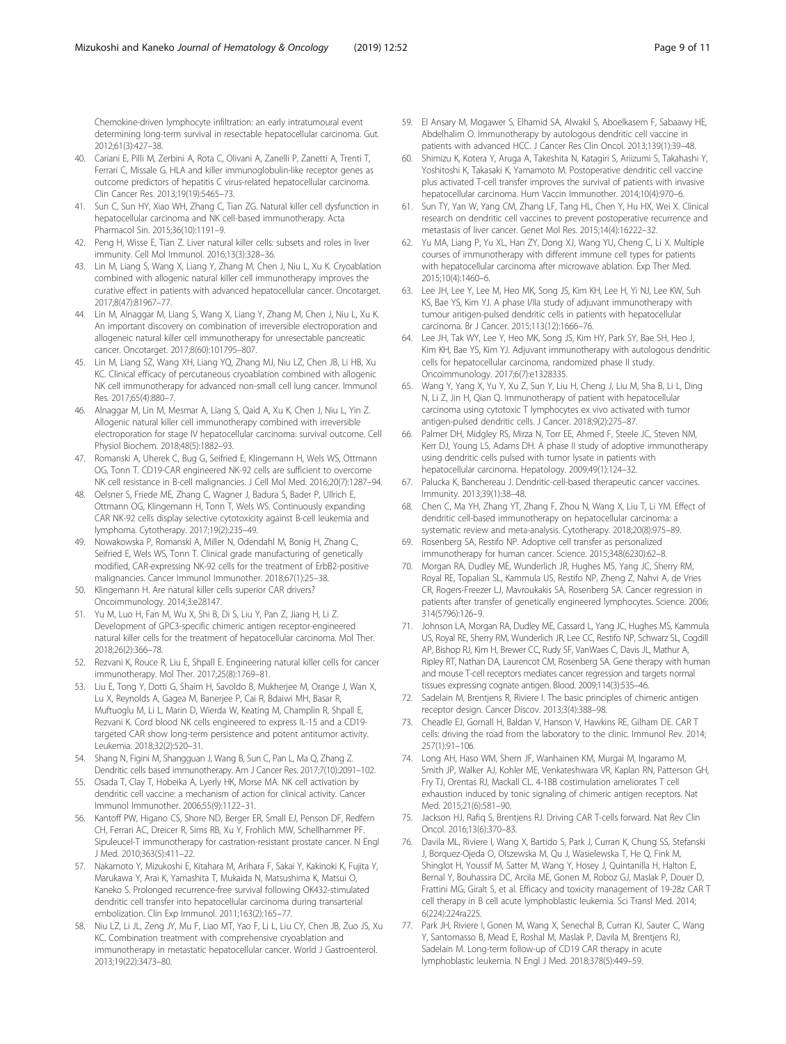Chemokine-driven lymphocyte infiltration: an early intratumoural event determining long-term survival in resectable hepatocellular carcinoma. Gut. 2012;61(3):427–38.

40. Cariani E, Pilli M, Zerbini A, Rota C, Olivani A, Zanelli P, Zanetti A, Trenti T, Ferrari C, Missale G. HLA and killer immunoglobulin-like receptor genes as outcome predictors of hepatitis C virus-related hepatocellular carcinoma. Clin Cancer Res. 2013;19(19):5465–73.
41. Sun C, Sun HY, Xiao WH, Zhang C, Tian ZG. Natural killer cell dysfunction in hepatocellular carcinoma and NK cell-based immunotherapy. Acta Pharmacol Sin. 2015;36(10):1191–9.
42. Peng H, Wisse E, Tian Z. Liver natural killer cells: subsets and roles in liver immunity. Cell Mol Immunol. 2016;13(3):328–36.
43. Lin M, Liang S, Wang X, Liang Y, Zhang M, Chen J, Niu L, Xu K. Cryoablation combined with allogenic natural killer cell immunotherapy improves the curative effect in patients with advanced hepatocellular cancer. Oncotarget. 2017;8(47):81967–77.
44. Lin M, Alnaggar M, Liang S, Wang X, Liang Y, Zhang M, Chen J, Niu L, Xu K. An important discovery on combination of irreversible electroporation and allogeneic natural killer cell immunotherapy for unresectable pancreatic cancer. Oncotarget. 2017;8(60):101795–807.
45. Lin M, Liang SZ, Wang XH, Liang YQ, Zhang MJ, Niu LZ, Chen JB, Li HB, Xu KC. Clinical efficacy of percutaneous cryoablation combined with allogenic NK cell immunotherapy for advanced non-small cell lung cancer. Immunol Res. 2017;65(4):880–7.
46. Alnaggar M, Lin M, Mesmar A, Liang S, Qaid A, Xu K, Chen J, Niu L, Yin Z. Allogenic natural killer cell immunotherapy combined with irreversible electroporation for stage IV hepatocellular carcinoma: survival outcome. Cell Physiol Biochem. 2018;48(5):1882–93.
47. Romanski A, Uherek C, Bug G, Seifried E, Klingemann H, Wels WS, Ottmann OG, Tonn T. CD19-CAR engineered NK-92 cells are sufficient to overcome NK cell resistance in B-cell malignancies. J Cell Mol Med. 2016;20(7):1287–94.
48. Oelsner S, Friede ME, Zhang C, Wagner J, Badura S, Bader P, Ullrich E, Ottmann OG, Klingemann H, Tonn T, Wels WS. Continuously expanding CAR NK-92 cells display selective cytotoxicity against B-cell leukemia and lymphoma. Cytotherapy. 2017;19(2):235–49.
49. Nowakowska P, Romanski A, Miller N, Odendahl M, Bonig H, Zhang C, Seifried E, Wels WS, Tonn T. Clinical grade manufacturing of genetically modified, CAR-expressing NK-92 cells for the treatment of ErbB2-positive malignancies. Cancer Immunol Immunother. 2018;67(1):25–38.
50. Klingemann H. Are natural killer cells superior CAR drivers? Oncoimmunology. 2014;3:e28147.
51. Yu M, Luo H, Fan M, Wu X, Shi B, Di S, Liu Y, Pan Z, Jiang H, Li Z. Development of GPC3-specific chimeric antigen receptor-engineered natural killer cells for the treatment of hepatocellular carcinoma. Mol Ther. 2018;26(2):366–78.
52. Rezvani K, Rouce R, Liu E, Shpall E. Engineering natural killer cells for cancer immunotherapy. Mol Ther. 2017;25(8):1769–81.
53. Liu E, Tong Y, Dotti G, Shaim H, Savoldo B, Mukherjee M, Orange J, Wan X, Lu X, Reynolds A, Gagea M, Banerjee P, Cai R, Bdaiwi MH, Basar R, Muftuoglu M, Li L, Marin D, Wierda W, Keating M, Champlin R, Shpall E, Rezvani K. Cord blood NK cells engineered to express IL-15 and a CD19-targeted CAR show long-term persistence and potent antitumor activity. Leukemia. 2018;32(2):520–31.
54. Shang N, Figini M, Shangguan J, Wang B, Sun C, Pan L, Ma Q, Zhang Z. Dendritic cells based immunotherapy. Am J Cancer Res. 2017;7(10):2091–102.
55. Osada T, Clay T, Hobeika A, Lyerly HK, Morse MA. NK cell activation by dendritic cell vaccine: a mechanism of action for clinical activity. Cancer Immunol Immunother. 2006;55(9):1122–31.
56. Kantoff PW, Higano CS, Shore ND, Berger ER, Small EJ, Penson DF, Redfern CH, Ferrari AC, Dreicer R, Sims RB, Xu Y, Frohlich MW, Schellhammer PF. Sipuleucel-T immunotherapy for castration-resistant prostate cancer. N Engl J Med. 2010;363(5):411–22.
57. Nakamoto Y, Mizukoshi E, Kitahara M, Arihara F, Sakai Y, Kakinoki K, Fujita Y, Marukawa Y, Arai K, Yamashita T, Mukaida N, Matsushima K, Matsui O, Kaneko S. Prolonged recurrence-free survival following OK432-stimulated dendritic cell transfer into hepatocellular carcinoma during transarterial embolization. Clin Exp Immunol. 2011;163(2):165–77.
58. Niu LZ, Li JL, Zeng JY, Mu F, Liao MT, Yao F, Li L, Liu CY, Chen JB, Zuo JS, Xu KC. Combination treatment with comprehensive cryoablation and immunotherapy in metastatic hepatocellular cancer. World J Gastroenterol. 2013;19(22):3473–80.
59. El Ansary M, Mogawer S, Elhamid SA, Alwakil S, Aboelkasem F, Sabaawy HE, Abdelhalim O. Immunotherapy by autologous dendritic cell vaccine in patients with advanced HCC. J Cancer Res Clin Oncol. 2013;139(1):39–48.
60. Shimizu K, Kotera Y, Aruga A, Takeshita N, Katagiri S, Ariizumi S, Takahashi Y, Yoshitoshi K, Takasaki K, Yamamoto M. Postoperative dendritic cell vaccine plus activated T-cell transfer improves the survival of patients with invasive hepatocellular carcinoma. Hum Vaccin Immunother. 2014;10(4):970–6.
61. Sun TY, Yan W, Yang CM, Zhang LF, Tang HL, Chen Y, Hu HX, Wei X. Clinical research on dendritic cell vaccines to prevent postoperative recurrence and metastasis of liver cancer. Genet Mol Res. 2015;14(4):16222–32.
62. Yu MA, Liang P, Yu XL, Han ZY, Dong XJ, Wang YU, Cheng C, Li X. Multiple courses of immunotherapy with different immune cell types for patients with hepatocellular carcinoma after microwave ablation. Exp Ther Med. 2015;10(4):1460–6.
63. Lee JH, Lee Y, Lee M, Heo MK, Song JS, Kim KH, Lee H, Yi NJ, Lee KW, Suh KS, Bae YS, Kim YJ. A phase I/IIa study of adjuvant immunotherapy with tumour antigen-pulsed dendritic cells in patients with hepatocellular carcinoma. Br J Cancer. 2015;113(12):1666–76.
64. Lee JH, Tak WY, Lee Y, Heo MK, Song JS, Kim HY, Park SY, Bae SH, Heo J, Kim KH, Bae YS, Kim YJ. Adjuvant immunotherapy with autologous dendritic cells for hepatocellular carcinoma, randomized phase II study. Oncoimmunology. 2017;6(7):e1328335.
65. Wang Y, Yang X, Yu Y, Xu Z, Sun Y, Liu H, Cheng J, Liu M, Sha B, Li L, Ding N, Li Z, Jin H, Qian Q. Immunotherapy of patient with hepatocellular carcinoma using cytotoxic T lymphocytes ex vivo activated with tumor antigen-pulsed dendritic cells. J Cancer. 2018;9(2):275–87.
66. Palmer DH, Midgley RS, Mirza N, Torr EE, Ahmed F, Steele JC, Steven NM, Kerr DJ, Young LS, Adams DH. A phase II study of adoptive immunotherapy using dendritic cells pulsed with tumor lysate in patients with hepatocellular carcinoma. Hepatology. 2009;49(1):124–32.
67. Palucka K, Banchereau J. Dendritic-cell-based therapeutic cancer vaccines. Immunity. 2013;39(1):38–48.
68. Chen C, Ma YH, Zhang YT, Zhang F, Zhou N, Wang X, Liu T, Li YM. Effect of dendritic cell-based immunotherapy on hepatocellular carcinoma: a systematic review and meta-analysis. Cytotherapy. 2018;20(8):975–89.
69. Rosenberg SA, Restifo NP. Adoptive cell transfer as personalized immunotherapy for human cancer. Science. 2015;348(6230):62–8.
70. Morgan RA, Dudley ME, Wunderlich JR, Hughes MS, Yang JC, Sherry RM, Royal RE, Topalian SL, Kammula US, Restifo NP, Zheng Z, Nahvi A, de Vries CR, Rogers-Freezer LJ, Mavroukakis SA, Rosenberg SA. Cancer regression in patients after transfer of genetically engineered lymphocytes. Science. 2006; 314(5796):126–9.
71. Johnson LA, Morgan RA, Dudley ME, Cassard L, Yang JC, Hughes MS, Kammula US, Royal RE, Sherry RM, Wunderlich JR, Lee CC, Restifo NP, Schwarz SL, Cogdill AP, Bishop RJ, Kim H, Brewer CC, Rudy SF, VanWaes C, Davis JL, Mathur A, Ripley RT, Nathan DA, Laurencot CM, Rosenberg SA. Gene therapy with human and mouse T-cell receptors mediates cancer regression and targets normal tissues expressing cognate antigen. Blood. 2009;114(3):535–46.
72. Sadelain M, Brentjens R, Riviere I. The basic principles of chimeric antigen receptor design. Cancer Discov. 2013;3(4):388–98.
73. Cheadle EJ, Gornall H, Baldan V, Hanson V, Hawkins RE, Gilham DE. CAR T cells: driving the road from the laboratory to the clinic. Immunol Rev. 2014; 257(1):91–106.
74. Long AH, Haso WM, Shern JF, Wanhainen KM, Murgai M, Ingaramo M, Smith JP, Walker AJ, Kohler ME, Venkateshwara VR, Kaplan RN, Patterson GH, Fry TJ, Orentas RJ, Mackall CL. 4-1BB costimulation ameliorates T cell exhaustion induced by tonic signaling of chimeric antigen receptors. Nat Med. 2015;21(6):581–90.
75. Jackson HJ, Rafiq S, Brentjens RJ. Driving CAR T-cells forward. Nat Rev Clin Oncol. 2016;13(6):370–83.
76. Davila ML, Riviere I, Wang X, Bartido S, Park J, Curran K, Chung SS, Stefanski J, Borquez-Ojeda O, Olszewska M, Qu J, Wasielewska T, He Q, Fink M, Shinglot H, Youssif M, Satter M, Wang Y, Hosey J, Quintanilla H, Halton E, Bernal Y, Bouhassira DC, Arcila ME, Gonen M, Roboz GJ, Maslak P, Douer D, Frattini MG, Giralt S, et al. Efficacy and toxicity management of 19-28z CAR T cell therapy in B cell acute lymphoblastic leukemia. Sci Transl Med. 2014; 6(224):224ra225.
77. Park JH, Riviere I, Gonen M, Wang X, Senechal B, Curran KJ, Sauter C, Wang Y, Santomasso B, Mead E, Roshal M, Maslak P, Davila M, Brentjens RJ, Sadelain M. Long-term follow-up of CD19 CAR therapy in acute lymphoblastic leukemia. N Engl J Med. 2018;378(5):449–59.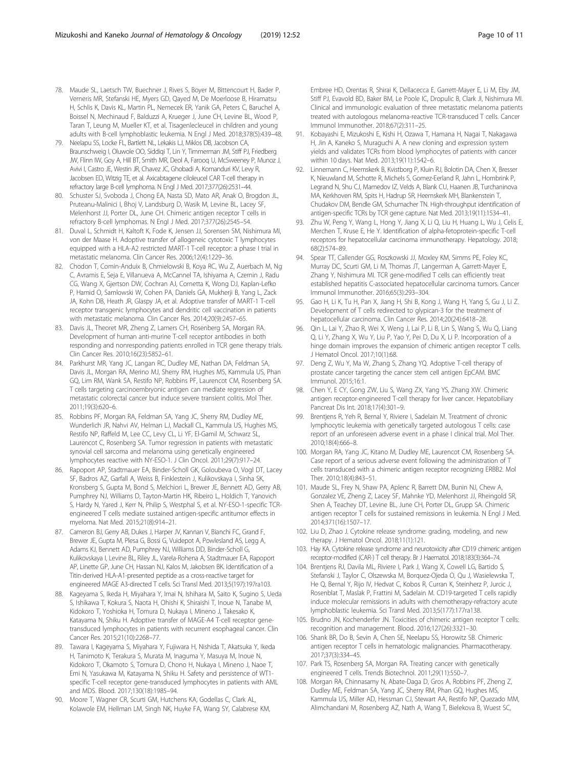78. Maude SL, Laetsch TW, Buechner J, Rives S, Boyer M, Bittencourt H, Bader P, Verneris MR, Stefanski HE, Myers GD, Qayed M, De Moerloose B, Hiramatsu H, Schlis K, Davis KL, Martin PL, Nemecek ER, Yanik GA, Peters C, Baruchel A, Boissel N, Mechinaud F, Balduzzi A, Krueger J, June CH, Levine BL, Wood P, Taran T, Leung M, Mueller KT, et al. Tisagenlecleucel in children and young adults with B-cell lymphoblastic leukemia. N Engl J Med. 2018;378(5):439–48.
79. Neelapu SS, Locke FL, Bartlett NL, Lekakis LJ, Miklos DB, Jacobson CA, Braunschweig I, Oluwole OO, Siddiqi T, Lin Y, Timmerman JM, Stiff PJ, Friedberg JW, Flinn IW, Goy A, Hill BT, Smith MR, Deol A, Farooq U, McSweeney P, Munoz J, Avivi I, Castro JE, Westin JR, Chavez JC, Ghobadi A, Komanduri KV, Levy R, Jacobsen ED, Witzig TE, et al. Axicabtagene ciloleucel CAR T-cell therapy in refractory large B-cell lymphoma. N Engl J Med. 2017;377(26):2531–44.
80. Schuster SJ, Svoboda J, Chong EA, Nasta SD, Mato AR, Anak O, Brogdon JL, Pruteanu-Malinici I, Bhoj V, Landsburg D, Wasik M, Levine BL, Lacey SF, Melenhorst JJ, Porter DL, June CH. Chimeric antigen receptor T cells in refractory B-cell lymphomas. N Engl J Med. 2017;377(26):2545–54.
81. Duval L, Schmidt H, Kaltoft K, Fode K, Jensen JJ, Sorensen SM, Nishimura MI, von der Maase H. Adoptive transfer of allogeneic cytotoxic T lymphocytes equipped with a HLA-A2 restricted MART-1 T-cell receptor: a phase I trial in metastatic melanoma. Clin Cancer Res. 2006;12(4):1229–36.
82. Chodon T, Comin-Anduix B, Chmielowski B, Koya RC, Wu Z, Auerbach M, Ng C, Avramis E, Seja E, Villanueva A, McCannel TA, Ishiyama A, Czernin J, Radu CG, Wang X, Gjertson DW, Cochran AJ, Cornetta K, Wong DJ, Kaplan-Lefko P, Hamid O, Samlowski W, Cohen PA, Daniels GA, Mukherji B, Yang L, Zack JA, Kohn DB, Heath JR, Glaspy JA, et al. Adoptive transfer of MART-1 T-cell receptor transgenic lymphocytes and dendritic cell vaccination in patients with metastatic melanoma. Clin Cancer Res. 2014;20(9):2457–65.
83. Davis JL, Theoret MR, Zheng Z, Lamers CH, Rosenberg SA, Morgan RA. Development of human anti-murine T-cell receptor antibodies in both responding and nonresponding patients enrolled in TCR gene therapy trials. Clin Cancer Res. 2010;16(23):5852–61.
84. Parkhurst MR, Yang JC, Langan RC, Dudley ME, Nathan DA, Feldman SA, Davis JL, Morgan RA, Merino MJ, Sherry RM, Hughes MS, Kammula US, Phan GQ, Lim RM, Wank SA, Restifo NP, Robbins PF, Laurencot CM, Rosenberg SA. T cells targeting carcinoembryonic antigen can mediate regression of metastatic colorectal cancer but induce severe transient colitis. Mol Ther. 2011;19(3):620–6.
85. Robbins PF, Morgan RA, Feldman SA, Yang JC, Sherry RM, Dudley ME, Wunderlich JR, Nahvi AV, Helman LJ, Mackall CL, Kammula US, Hughes MS, Restifo NP, Raffeld M, Lee CC, Levy CL, Li YF, El-Gamil M, Schwarz SL, Laurencot C, Rosenberg SA. Tumor regression in patients with metastatic synovial cell sarcoma and melanoma using genetically engineered lymphocytes reactive with NY-ESO-1. J Clin Oncol. 2011;29(7):917–24.
86. Rapoport AP, Stadtmauer EA, Binder-Scholl GK, Goloubeva O, Vogl DT, Lacey SF, Badros AZ, Garfall A, Weiss B, Finklestein J, Kulikovskaya I, Sinha SK, Kronsberg S, Gupta M, Bond S, Melchiori L, Brewer JE, Bennett AD, Gerry AB, Pumphrey NJ, Williams D, Tayton-Martin HK, Ribeiro L, Holdich T, Yanovich S, Hardy N, Yared J, Kerr N, Philip S, Westphal S, et al. NY-ESO-1-specific TCR-engineered T cells mediate sustained antigen-specific antitumor effects in myeloma. Nat Med. 2015;21(8):914–21.
87. Cameron BJ, Gerry AB, Dukes J, Harper JV, Kannan V, Bianchi FC, Grand F, Brewer JE, Gupta M, Plesa G, Bossi G, Vuidepot A, Powlesland AS, Legg A, Adams KJ, Bennett AD, Pumphrey NJ, Williams DD, Binder-Scholl G, Kulikovskaya I, Levine BL, Riley JL, Varela-Rohena A, Stadtmauer EA, Rapoport AP, Linette GP, June CH, Hassan NJ, Kalos M, Jakobsen BK. Identification of a Titin-derived HLA-A1-presented peptide as a cross-reactive target for engineered MAGE A3-directed T cells. Sci Transl Med. 2013;5(197):197ra103.
88. Kageyama S, Ikeda H, Miyahara Y, Imai N, Ishihara M, Saito K, Sugino S, Ueda S, Ishikawa T, Kokura S, Naota H, Ohishi K, Shiraishi T, Inoue N, Tanabe M, Kidokoro T, Yoshioka H, Tomura D, Nukaya I, Mineno J, Takesako K, Katayama N, Shiku H. Adoptive transfer of MAGE-A4 T-cell receptor gene-transduced lymphocytes in patients with recurrent esophageal cancer. Clin Cancer Res. 2015;21(10):2268–77.
89. Tawara I, Kageyama S, Miyahara Y, Fujiwara H, Nishida T, Akatsuka Y, Ikeda H, Tanimoto K, Terakura S, Murata M, Inaguma Y, Masuya M, Inoue N, Kidokoro T, Okamoto S, Tomura D, Chono H, Nukaya I, Mineno J, Naoe T, Emi N, Yasukawa M, Katayama N, Shiku H. Safety and persistence of WT1-specific T-cell receptor gene-transduced lymphocytes in patients with AML and MDS. Blood. 2017;130(18):1985–94.
90. Moore T, Wagner CR, Scurti GM, Hutchens KA, Godellas C, Clark AL, Kolawole EM, Hellman LM, Singh NK, Huyke FA, Wang SY, Calabrese KM, Embree HD, Orentas R, Shirai K, Dellacecca E, Garrett-Mayer E, Li M, Eby JM, Stiff PJ, Evavold BD, Baker BM, Le Poole IC, Dropulic B, Clark JI, Nishimura MI. Clinical and immunologic evaluation of three metastatic melanoma patients treated with autologous melanoma-reactive TCR-transduced T cells. Cancer Immunol Immunother. 2018;67(2):311–25.
91. Kobayashi E, Mizukoshi E, Kishi H, Ozawa T, Hamana H, Nagai T, Nakagawa H, Jin A, Kaneko S, Muraguchi A. A new cloning and expression system yields and validates TCRs from blood lymphocytes of patients with cancer within 10 days. Nat Med. 2013;19(11):1542–6.
92. Linnemann C, Heemskerk B, Kvistborg P, Kluin RJ, Bolotin DA, Chen X, Bresser K, Nieuwland M, Schotte R, Michels S, Gomez-Eerland R, Jahn L, Hombrink P, Legrand N, Shu CJ, Mamedov IZ, Velds A, Blank CU, Haanen JB, Turchaninova MA, Kerkhoven RM, Spits H, Hadrup SR, Heemskerk MH, Blankenstein T, Chudakov DM, Bendle GM, Schumacher TN. High-throughput identification of antigen-specific TCRs by TCR gene capture. Nat Med. 2013;19(11):1534–41.
93. Zhu W, Peng Y, Wang L, Hong Y, Jiang X, Li Q, Liu H, Huang L, Wu J, Celis E, Merchen T, Kruse E, He Y. Identification of alpha-fetoprotein-specific T-cell receptors for hepatocellular carcinoma immunotherapy. Hepatology. 2018; 68(2):574–89.
94. Spear TT, Callender GG, Roszkowski JJ, Moxley KM, Simms PE, Foley KC, Murray DC, Scurti GM, Li M, Thomas JT, Langerman A, Garrett-Mayer E, Zhang Y, Nishimura MI. TCR gene-modified T cells can efficiently treat established hepatitis C-associated hepatocellular carcinoma tumors. Cancer Immunol Immunother. 2016;65(3):293–304.
95. Gao H, Li K, Tu H, Pan X, Jiang H, Shi B, Kong J, Wang H, Yang S, Gu J, Li Z. Development of T cells redirected to glypican-3 for the treatment of hepatocellular carcinoma. Clin Cancer Res. 2014;20(24):6418–28.
96. Qin L, Lai Y, Zhao R, Wei X, Weng J, Lai P, Li B, Lin S, Wang S, Wu Q, Liang Q, Li Y, Zhang X, Wu Y, Liu P, Yao Y, Pei D, Du X, Li P. Incorporation of a hinge domain improves the expansion of chimeric antigen receptor T cells. J Hematol Oncol. 2017;10(1):68.
97. Deng Z, Wu Y, Ma W, Zhang S, Zhang YQ. Adoptive T-cell therapy of prostate cancer targeting the cancer stem cell antigen EpCAM. BMC Immunol. 2015;16:1.
98. Chen Y, E CY, Gong ZW, Liu S, Wang ZX, Yang YS, Zhang XW. Chimeric antigen receptor-engineered T-cell therapy for liver cancer. Hepatobiliary Pancreat Dis Int. 2018;17(4):301–9.
99. Brentjens R, Yeh R, Bernal Y, Riviere I, Sadelain M. Treatment of chronic lymphocytic leukemia with genetically targeted autologous T cells: case report of an unforeseen adverse event in a phase I clinical trial. Mol Ther. 2010;18(4):666–8.
100. Morgan RA, Yang JC, Kitano M, Dudley ME, Laurencot CM, Rosenberg SA. Case report of a serious adverse event following the administration of T cells transduced with a chimeric antigen receptor recognizing ERBB2. Mol Ther. 2010;18(4):843–51.
101. Maude SL, Frey N, Shaw PA, Aplenc R, Barrett DM, Bunin NJ, Chew A, Gonzalez VE, Zheng Z, Lacey SF, Mahnke YD, Melenhorst JJ, Rheingold SR, Shen A, Teachey DT, Levine BL, June CH, Porter DL, Grupp SA. Chimeric antigen receptor T cells for sustained remissions in leukemia. N Engl J Med. 2014;371(16):1507–17.
102. Liu D, Zhao J. Cytokine release syndrome: grading, modeling, and new therapy. J Hematol Oncol. 2018;11(1):121.
103. Hay KA. Cytokine release syndrome and neurotoxicity after CD19 chimeric antigen receptor-modified (CAR-) T cell therapy. Br J Haematol. 2018;183(3):364–74.
104. Brentjens RJ, Davila ML, Riviere I, Park J, Wang X, Cowell LG, Bartido S, Stefanski J, Taylor C, Olszewska M, Borquez-Ojeda O, Qu J, Wasielewska T, He Q, Bernal Y, Rijo IV, Hedvat C, Kobos R, Curran K, Steinherz P, Jurcic J, Rosenblat T, Maslak P, Frattini M, Sadelain M. CD19-targeted T cells rapidly induce molecular remissions in adults with chemotherapy-refractory acute lymphoblastic leukemia. Sci Transl Med. 2013;5(177):177ra138.
105. Brudno JN, Kochenderfer JN. Toxicities of chimeric antigen receptor T cells: recognition and management. Blood. 2016;127(26):3321–30.
106. Shank BR, Do B, Sevin A, Chen SE, Neelapu SS, Horowitz SB. Chimeric antigen receptor T cells in hematologic malignancies. Pharmacotherapy. 2017;37(3):334–45.
107. Park TS, Rosenberg SA, Morgan RA. Treating cancer with genetically engineered T cells. Trends Biotechnol. 2011;29(11):550–7.
108. Morgan RA, Chinnasamy N, Abate-Daga D, Gros A, Robbins PF, Zheng Z, Dudley ME, Feldman SA, Yang JC, Sherry RM, Phan GQ, Hughes MS, Kammula US, Miller AD, Hessman CJ, Stewart AA, Restifo NP, Quezado MM, Alimchandani M, Rosenberg AZ, Nath A, Wang T, Bielekova B, Wuest SC,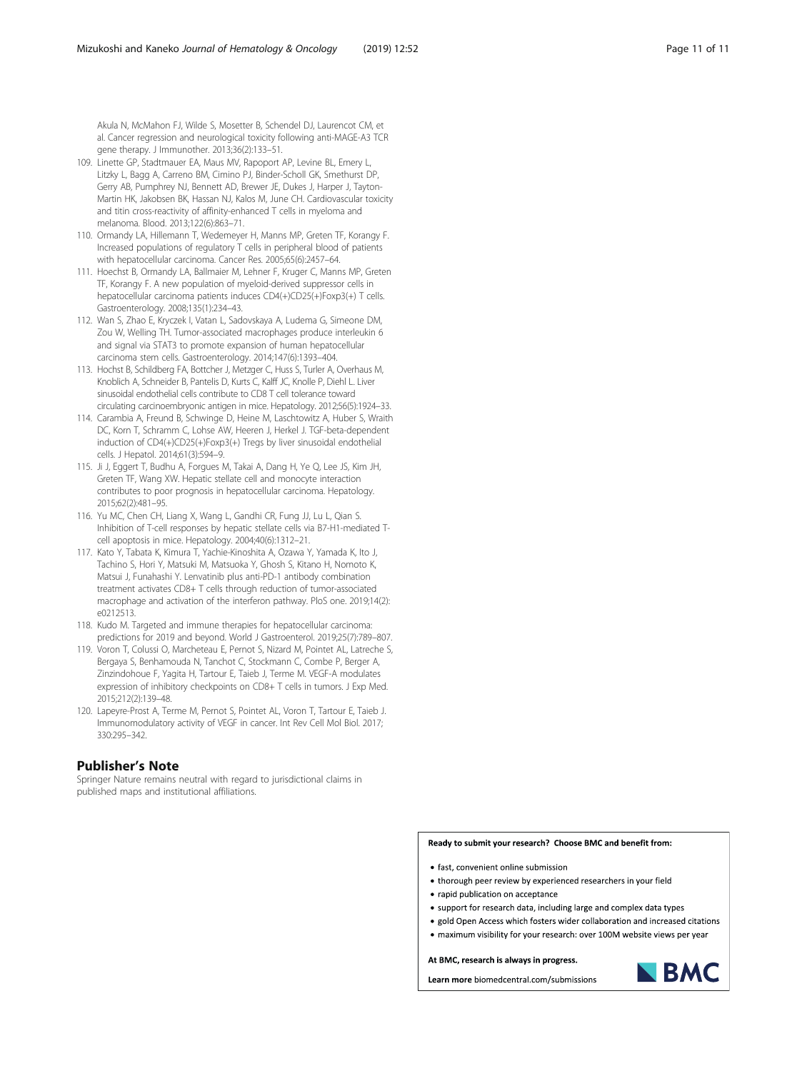Akula N, McMahon FJ, Wilde S, Mosetter B, Schendel DJ, Laurencot CM, et al. Cancer regression and neurological toxicity following anti-MAGE-A3 TCR gene therapy. J Immunother. 2013;36(2):133–51.

109. Linette GP, Stadtmauer EA, Maus MV, Rapoport AP, Levine BL, Emery L, Litzky L, Bagg A, Carreno BM, Cimino PJ, Binder-Scholl GK, Smethurst DP, Gerry AB, Pumphrey NJ, Bennett AD, Brewer JE, Dukes J, Harper J, Tayton-Martin HK, Jakobsen BK, Hassan NJ, Kalos M, June CH. Cardiovascular toxicity and titin cross-reactivity of affinity-enhanced T cells in myeloma and melanoma. Blood. 2013;122(6):863–71.
110. Ormandy LA, Hillemann T, Wedemeyer H, Manns MP, Greten TF, Korangy F. Increased populations of regulatory T cells in peripheral blood of patients with hepatocellular carcinoma. Cancer Res. 2005;65(6):2457–64.
111. Hoechst B, Ormandy LA, Ballmaier M, Lehner F, Kruger C, Manns MP, Greten TF, Korangy F. A new population of myeloid-derived suppressor cells in hepatocellular carcinoma patients induces CD4(+)CD25(+)Foxp3(+) T cells. Gastroenterology. 2008;135(1):234–43.
112. Wan S, Zhao E, Kryczek I, Vatan L, Sadovskaya A, Ludema G, Simeone DM, Zou W, Welling TH. Tumor-associated macrophages produce interleukin 6 and signal via STAT3 to promote expansion of human hepatocellular carcinoma stem cells. Gastroenterology. 2014;147(6):1393–404.
113. Hochst B, Schildberg FA, Bottcher J, Metzger C, Huss S, Turler A, Overhaus M, Knoblich A, Schneider B, Pantelis D, Kurts C, Kalff JC, Knolle P, Diehl L. Liver sinusoidal endothelial cells contribute to CD8 T cell tolerance toward circulating carcinoembryonic antigen in mice. Hepatology. 2012;56(5):1924–33.
114. Carambia A, Freund B, Schwinge D, Heine M, Laschtowitz A, Huber S, Wraith DC, Korn T, Schramm C, Lohse AW, Heeren J, Herkel J. TGF-beta-dependent induction of CD4(+)CD25(+)Foxp3(+) Tregs by liver sinusoidal endothelial cells. J Hepatol. 2014;61(3):594–9.
115. Ji J, Eggert T, Budhu A, Forgues M, Takai A, Dang H, Ye Q, Lee JS, Kim JH, Greten TF, Wang XW. Hepatic stellate cell and monocyte interaction contributes to poor prognosis in hepatocellular carcinoma. Hepatology. 2015;62(2):481–95.
116. Yu MC, Chen CH, Liang X, Wang L, Gandhi CR, Fung JJ, Lu L, Qian S. Inhibition of T-cell responses by hepatic stellate cells via B7-H1-mediated T-cell apoptosis in mice. Hepatology. 2004;40(6):1312–21.
117. Kato Y, Tabata K, Kimura T, Yachie-Kinoshita A, Ozawa Y, Yamada K, Ito J, Tachino S, Hori Y, Matsuki M, Matsuoka Y, Ghosh S, Kitano H, Nomoto K, Matsui J, Funahashi Y. Lenvatinib plus anti-PD-1 antibody combination treatment activates CD8+ T cells through reduction of tumor-associated macrophage and activation of the interferon pathway. PloS one. 2019;14(2):e0212513.
118. Kudo M. Targeted and immune therapies for hepatocellular carcinoma: predictions for 2019 and beyond. World J Gastroenterol. 2019;25(7):789–807.
119. Voron T, Colussi O, Marcheteau E, Pernot S, Nizard M, Pointet AL, Latreche S, Bergaya S, Benhamouda N, Tanchot C, Stockmann C, Combe P, Berger A, Zinzindohoue F, Yagita H, Tartour E, Taieb J, Terme M. VEGF-A modulates expression of inhibitory checkpoints on CD8+ T cells in tumors. J Exp Med. 2015;212(2):139–48.
120. Lapeyre-Prost A, Terme M, Pernot S, Pointet AL, Voron T, Tartour E, Taieb J. Immunomodulatory activity of VEGF in cancer. Int Rev Cell Mol Biol. 2017;330:295–342.

## Publisher's Note

Springer Nature remains neutral with regard to jurisdictional claims in published maps and institutional affiliations.

**Ready to submit your research? Choose BMC and benefit from:**

- fast, convenient online submission
- thorough peer review by experienced researchers in your field
- rapid publication on acceptance
- support for research data, including large and complex data types
- gold Open Access which fosters wider collaboration and increased citations
- maximum visibility for your research: over 100M website views per year

**At BMC, research is always in progress.**

**Learn more** biomedcentral.com/submissions

BMC